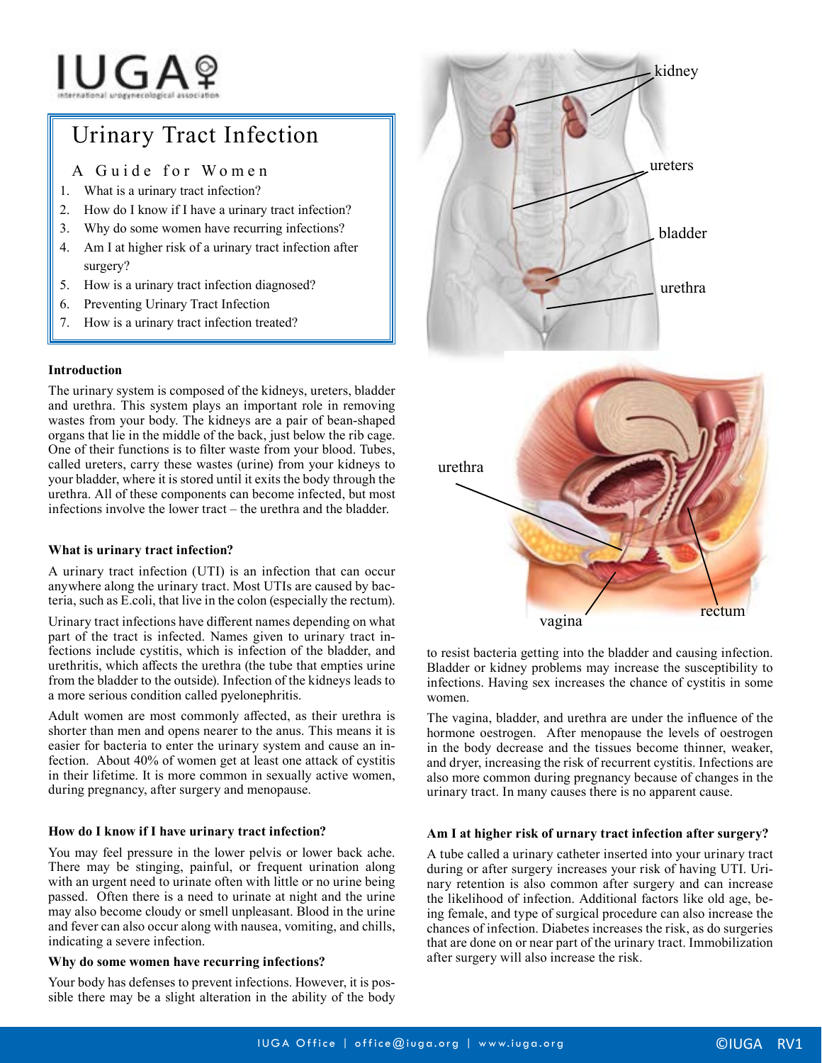# Urinary Tract Infection

## A Guide for Women

1. What is a urinary tract infection?
2. How do I know if I have a urinary tract infection?
3. Why do some women have recurring infections?
4. Am I at higher risk of a urinary tract infection after surgery?
5. How is a urinary tract infection diagnosed?
6. Preventing Urinary Tract Infection
7. How is a urinary tract infection treated?

### Introduction

The urinary system is composed of the kidneys, ureters, bladder and urethra. This system plays an important role in removing wastes from your body. The kidneys are a pair of bean-shaped organs that lie in the middle of the back, just below the rib cage. One of their functions is to filter waste from your blood. Tubes, called ureters, carry these wastes (urine) from your kidneys to your bladder, where it is stored until it exits the body through the urethra. All of these components can become infected, but most infections involve the lower tract – the urethra and the bladder.

### What is urinary tract infection?

A urinary tract infection (UTI) is an infection that can occur anywhere along the urinary tract. Most UTIs are caused by bacteria, such as E.coli, that live in the colon (especially the rectum).

Urinary tract infections have different names depending on what part of the tract is infected. Names given to urinary tract infections include cystitis, which is infection of the bladder, and urethritis, which affects the urethra (the tube that empties urine from the bladder to the outside). Infection of the kidneys leads to a more serious condition called pyelonephritis.

Adult women are most commonly affected, as their urethra is shorter than men and opens nearer to the anus. This means it is easier for bacteria to enter the urinary system and cause an infection. About 40% of women get at least one attack of cystitis in their lifetime. It is more common in sexually active women, during pregnancy, after surgery and menopause.

### How do I know if I have urinary tract infection?

You may feel pressure in the lower pelvis or lower back ache. There may be stinging, painful, or frequent urination along with an urgent need to urinate often with little or no urine being passed. Often there is a need to urinate at night and the urine may also become cloudy or smell unpleasant. Blood in the urine and fever can also occur along with nausea, vomiting, and chills, indicating a severe infection.

### Why do some women have recurring infections?

Your body has defenses to prevent infections. However, it is possible there may be a slight alteration in the ability of the body to resist bacteria getting into the bladder and causing infection. Bladder or kidney problems may increase the susceptibility to infections. Having sex increases the chance of cystitis in some women.

The vagina, bladder, and urethra are under the influence of the hormone oestrogen. After menopause the levels of oestrogen in the body decrease and the tissues become thinner, weaker, and dryer, increasing the risk of recurrent cystitis. Infections are also more common during pregnancy because of changes in the urinary tract. In many causes there is no apparent cause.

### Am I at higher risk of urnary tract infection after surgery?

A tube called a urinary catheter inserted into your urinary tract during or after surgery increases your risk of having UTI. Urinary retention is also common after surgery and can increase the likelihood of infection. Additional factors like old age, being female, and type of surgical procedure can also increase the chances of infection. Diabetes increases the risk, as do surgeries that are done on or near part of the urinary tract. Immobilization after surgery will also increase the risk.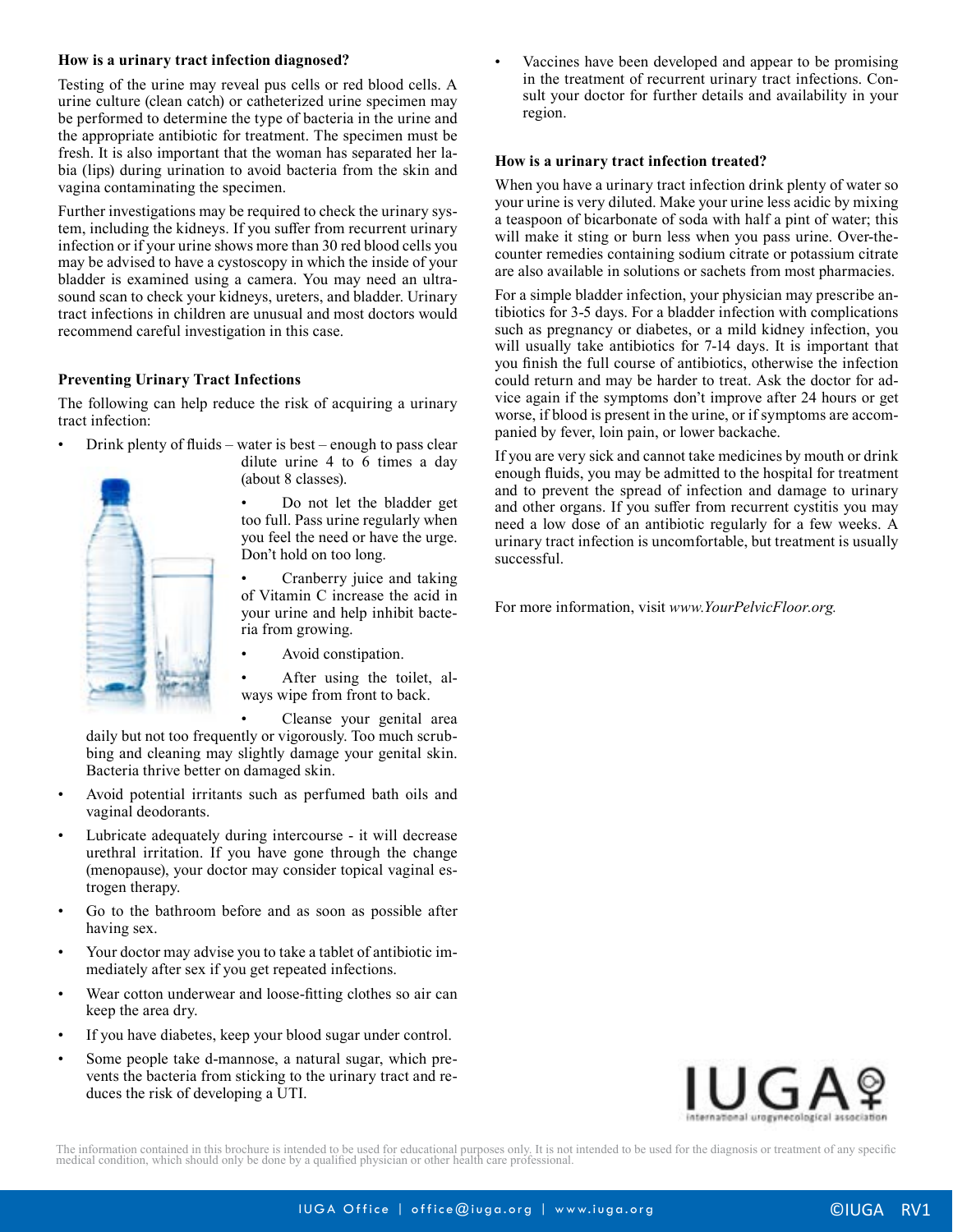### How is a urinary tract infection diagnosed?

Testing of the urine may reveal pus cells or red blood cells. A urine culture (clean catch) or catheterized urine specimen may be performed to determine the type of bacteria in the urine and the appropriate antibiotic for treatment. The specimen must be fresh. It is also important that the woman has separated her labia (lips) during urination to avoid bacteria from the skin and vagina contaminating the specimen.

Further investigations may be required to check the urinary system, including the kidneys. If you suffer from recurrent urinary infection or if your urine shows more than 30 red blood cells you may be advised to have a cystoscopy in which the inside of your bladder is examined using a camera. You may need an ultrasound scan to check your kidneys, ureters, and bladder. Urinary tract infections in children are unusual and most doctors would recommend careful investigation in this case.

### Preventing Urinary Tract Infections

The following can help reduce the risk of acquiring a urinary tract infection:

- Drink plenty of fluids – water is best – enough to pass clear dilute urine 4 to 6 times a day (about 8 classes).
- Do not let the bladder get too full. Pass urine regularly when you feel the need or have the urge. Don't hold on too long.
- Cranberry juice and taking of Vitamin C increase the acid in your urine and help inhibit bacteria from growing.
- Avoid constipation.
- After using the toilet, always wipe from front to back.
- Cleanse your genital area daily but not too frequently or vigorously. Too much scrubbing and cleaning may slightly damage your genital skin. Bacteria thrive better on damaged skin.
- Avoid potential irritants such as perfumed bath oils and vaginal deodorants.
- Lubricate adequately during intercourse - it will decrease urethral irritation. If you have gone through the change (menopause), your doctor may consider topical vaginal estrogen therapy.
- Go to the bathroom before and as soon as possible after having sex.
- Your doctor may advise you to take a tablet of antibiotic immediately after sex if you get repeated infections.
- Wear cotton underwear and loose-fitting clothes so air can keep the area dry.
- If you have diabetes, keep your blood sugar under control.
- Some people take d-mannose, a natural sugar, which prevents the bacteria from sticking to the urinary tract and reduces the risk of developing a UTI.
- Vaccines have been developed and appear to be promising in the treatment of recurrent urinary tract infections. Consult your doctor for further details and availability in your region.

### How is a urinary tract infection treated?

When you have a urinary tract infection drink plenty of water so your urine is very diluted. Make your urine less acidic by mixing a teaspoon of bicarbonate of soda with half a pint of water; this will make it sting or burn less when you pass urine. Over-the-counter remedies containing sodium citrate or potassium citrate are also available in solutions or sachets from most pharmacies.

For a simple bladder infection, your physician may prescribe antibiotics for 3-5 days. For a bladder infection with complications such as pregnancy or diabetes, or a mild kidney infection, you will usually take antibiotics for 7-14 days. It is important that you finish the full course of antibiotics, otherwise the infection could return and may be harder to treat. Ask the doctor for advice again if the symptoms don't improve after 24 hours or get worse, if blood is present in the urine, or if symptoms are accompanied by fever, loin pain, or lower backache.

If you are very sick and cannot take medicines by mouth or drink enough fluids, you may be admitted to the hospital for treatment and to prevent the spread of infection and damage to urinary and other organs. If you suffer from recurrent cystitis you may need a low dose of an antibiotic regularly for a few weeks. A urinary tract infection is uncomfortable, but treatment is usually successful.

For more information, visit *www.YourPelvicFloor.org.*

IUGA international urogynecological association

The information contained in this brochure is intended to be used for educational purposes only. It is not intended to be used for the diagnosis or treatment of any specific medical condition, which should only be done by a qualified physician or other health care professional.

IUGA Office | office@iuga.org | www.iuga.org

©IUGA RV1